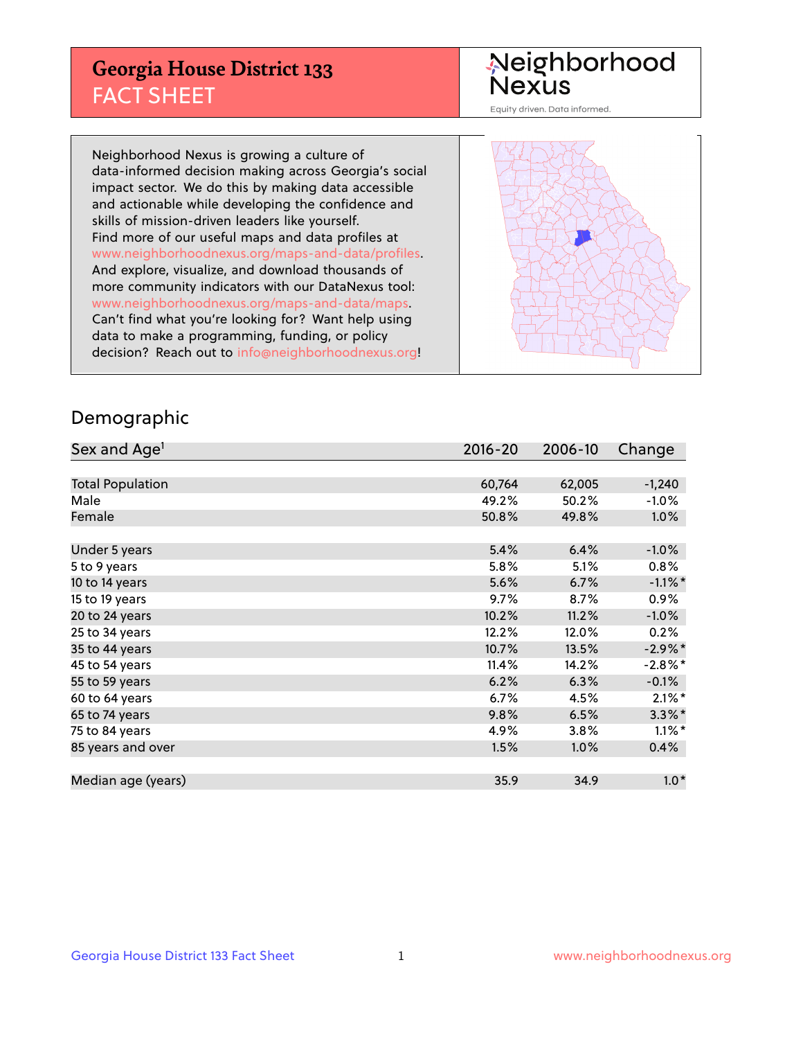# Georgia House District 133

## FACT SHEET

Neighborhood Nexus

Equity driven. Data informed.

Neighborhood Nexus is growing a culture of data-informed decision making across Georgia's social impact sector. We do this by making data accessible and actionable while developing the confidence and skills of mission-driven leaders like yourself. Find more of our useful maps and data profiles at www.neighborhoodnexus.org/maps-and-data/profiles. And explore, visualize, and download thousands of more community indicators with our DataNexus tool: www.neighborhoodnexus.org/maps-and-data/maps. Can't find what you're looking for? Want help using data to make a programming, funding, or policy decision? Reach out to info@neighborhoodnexus.org!

## Demographic

| Sex and Age[1] | 2016-20 | 2006-10 | Change |
|---|---|---|---|
| Total Population | 60,764 | 62,005 | -1,240 |
| Male | 49.2% | 50.2% | -1.0% |
| Female | 50.8% | 49.8% | 1.0% |
| | | | |
| Under 5 years | 5.4% | 6.4% | -1.0% |
| 5 to 9 years | 5.8% | 5.1% | 0.8% |
| 10 to 14 years | 5.6% | 6.7% | -1.1%* |
| 15 to 19 years | 9.7% | 8.7% | 0.9% |
| 20 to 24 years | 10.2% | 11.2% | -1.0% |
| 25 to 34 years | 12.2% | 12.0% | 0.2% |
| 35 to 44 years | 10.7% | 13.5% | -2.9%* |
| 45 to 54 years | 11.4% | 14.2% | -2.8%* |
| 55 to 59 years | 6.2% | 6.3% | -0.1% |
| 60 to 64 years | 6.7% | 4.5% | 2.1%* |
| 65 to 74 years | 9.8% | 6.5% | 3.3%* |
| 75 to 84 years | 4.9% | 3.8% | 1.1%* |
| 85 years and over | 1.5% | 1.0% | 0.4% |
| | | | |
| Median age (years) | 35.9 | 34.9 | 1.0* |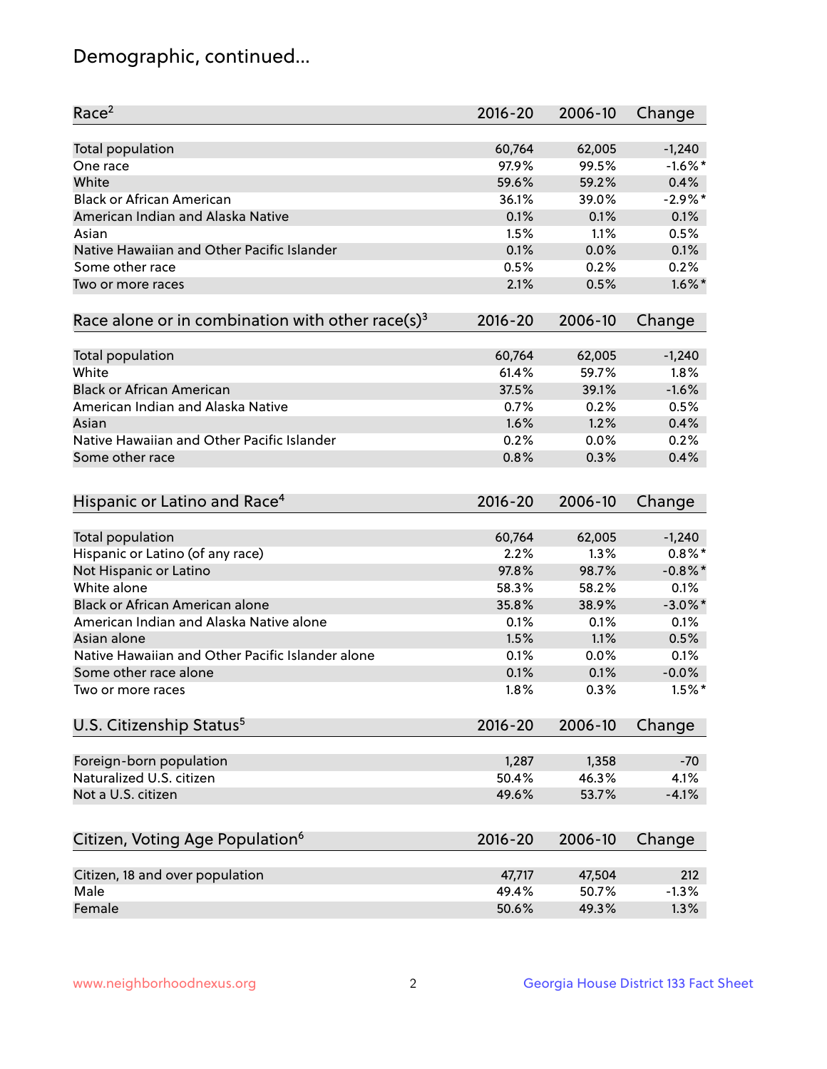# Demographic, continued...

| Race[2] | 2016-20 | 2006-10 | Change |
|---|---|---|---|
| Total population | 60,764 | 62,005 | -1,240 |
| One race | 97.9% | 99.5% | -1.6%* |
| White | 59.6% | 59.2% | 0.4% |
| Black or African American | 36.1% | 39.0% | -2.9%* |
| American Indian and Alaska Native | 0.1% | 0.1% | 0.1% |
| Asian | 1.5% | 1.1% | 0.5% |
| Native Hawaiian and Other Pacific Islander | 0.1% | 0.0% | 0.1% |
| Some other race | 0.5% | 0.2% | 0.2% |
| Two or more races | 2.1% | 0.5% | 1.6%* |

| Race alone or in combination with other race(s)[3] | 2016-20 | 2006-10 | Change |
|---|---|---|---|
| Total population | 60,764 | 62,005 | -1,240 |
| White | 61.4% | 59.7% | 1.8% |
| Black or African American | 37.5% | 39.1% | -1.6% |
| American Indian and Alaska Native | 0.7% | 0.2% | 0.5% |
| Asian | 1.6% | 1.2% | 0.4% |
| Native Hawaiian and Other Pacific Islander | 0.2% | 0.0% | 0.2% |
| Some other race | 0.8% | 0.3% | 0.4% |

| Hispanic or Latino and Race[4] | 2016-20 | 2006-10 | Change |
|---|---|---|---|
| Total population | 60,764 | 62,005 | -1,240 |
| Hispanic or Latino (of any race) | 2.2% | 1.3% | 0.8%* |
| Not Hispanic or Latino | 97.8% | 98.7% | -0.8%* |
| White alone | 58.3% | 58.2% | 0.1% |
| Black or African American alone | 35.8% | 38.9% | -3.0%* |
| American Indian and Alaska Native alone | 0.1% | 0.1% | 0.1% |
| Asian alone | 1.5% | 1.1% | 0.5% |
| Native Hawaiian and Other Pacific Islander alone | 0.1% | 0.0% | 0.1% |
| Some other race alone | 0.1% | 0.1% | -0.0% |
| Two or more races | 1.8% | 0.3% | 1.5%* |

| U.S. Citizenship Status[5] | 2016-20 | 2006-10 | Change |
|---|---|---|---|
| Foreign-born population | 1,287 | 1,358 | -70 |
| Naturalized U.S. citizen | 50.4% | 46.3% | 4.1% |
| Not a U.S. citizen | 49.6% | 53.7% | -4.1% |

| Citizen, Voting Age Population[6] | 2016-20 | 2006-10 | Change |
|---|---|---|---|
| Citizen, 18 and over population | 47,717 | 47,504 | 212 |
| Male | 49.4% | 50.7% | -1.3% |
| Female | 50.6% | 49.3% | 1.3% |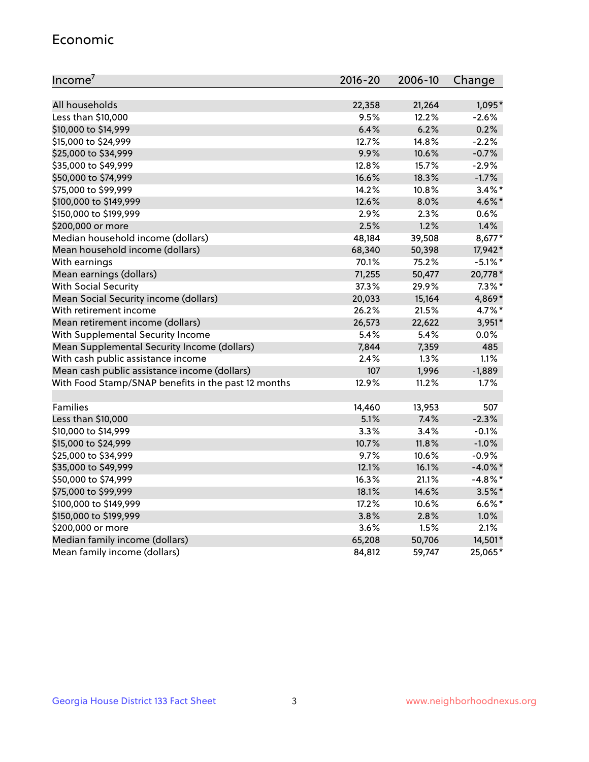## Economic

| Income[7] | 2016-20 | 2006-10 | Change |
|---|---|---|---|
| All households | 22,358 | 21,264 | 1,095* |
| Less than $10,000 | 9.5% | 12.2% | -2.6% |
| $10,000 to $14,999 | 6.4% | 6.2% | 0.2% |
| $15,000 to $24,999 | 12.7% | 14.8% | -2.2% |
| $25,000 to $34,999 | 9.9% | 10.6% | -0.7% |
| $35,000 to $49,999 | 12.8% | 15.7% | -2.9% |
| $50,000 to $74,999 | 16.6% | 18.3% | -1.7% |
| $75,000 to $99,999 | 14.2% | 10.8% | 3.4%* |
| $100,000 to $149,999 | 12.6% | 8.0% | 4.6%* |
| $150,000 to $199,999 | 2.9% | 2.3% | 0.6% |
| $200,000 or more | 2.5% | 1.2% | 1.4% |
| Median household income (dollars) | 48,184 | 39,508 | 8,677* |
| Mean household income (dollars) | 68,340 | 50,398 | 17,942* |
| With earnings | 70.1% | 75.2% | -5.1%* |
| Mean earnings (dollars) | 71,255 | 50,477 | 20,778* |
| With Social Security | 37.3% | 29.9% | 7.3%* |
| Mean Social Security income (dollars) | 20,033 | 15,164 | 4,869* |
| With retirement income | 26.2% | 21.5% | 4.7%* |
| Mean retirement income (dollars) | 26,573 | 22,622 | 3,951* |
| With Supplemental Security Income | 5.4% | 5.4% | 0.0% |
| Mean Supplemental Security Income (dollars) | 7,844 | 7,359 | 485 |
| With cash public assistance income | 2.4% | 1.3% | 1.1% |
| Mean cash public assistance income (dollars) | 107 | 1,996 | -1,889 |
| With Food Stamp/SNAP benefits in the past 12 months | 12.9% | 11.2% | 1.7% |
| | | | |
| Families | 14,460 | 13,953 | 507 |
| Less than $10,000 | 5.1% | 7.4% | -2.3% |
| $10,000 to $14,999 | 3.3% | 3.4% | -0.1% |
| $15,000 to $24,999 | 10.7% | 11.8% | -1.0% |
| $25,000 to $34,999 | 9.7% | 10.6% | -0.9% |
| $35,000 to $49,999 | 12.1% | 16.1% | -4.0%* |
| $50,000 to $74,999 | 16.3% | 21.1% | -4.8%* |
| $75,000 to $99,999 | 18.1% | 14.6% | 3.5%* |
| $100,000 to $149,999 | 17.2% | 10.6% | 6.6%* |
| $150,000 to $199,999 | 3.8% | 2.8% | 1.0% |
| $200,000 or more | 3.6% | 1.5% | 2.1% |
| Median family income (dollars) | 65,208 | 50,706 | 14,501* |
| Mean family income (dollars) | 84,812 | 59,747 | 25,065* |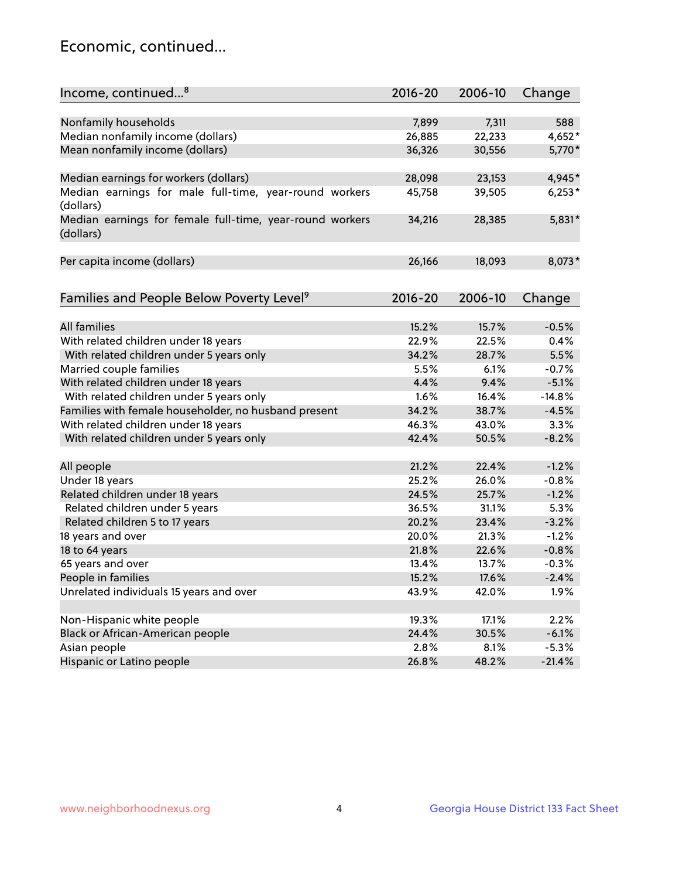## Economic, continued...

| Income, continued...[8] | 2016-20 | 2006-10 | Change |
|---|---|---|---|
| Nonfamily households | 7,899 | 7,311 | 588 |
| Median nonfamily income (dollars) | 26,885 | 22,233 | 4,652* |
| Mean nonfamily income (dollars) | 36,326 | 30,556 | 5,770* |
| Median earnings for workers (dollars) | 28,098 | 23,153 | 4,945* |
| Median earnings for male full-time, year-round workers (dollars) | 45,758 | 39,505 | 6,253* |
| Median earnings for female full-time, year-round workers (dollars) | 34,216 | 28,385 | 5,831* |
| Per capita income (dollars) | 26,166 | 18,093 | 8,073* |

| Families and People Below Poverty Level[9] | 2016-20 | 2006-10 | Change |
|---|---|---|---|
| All families | 15.2% | 15.7% | -0.5% |
| With related children under 18 years | 22.9% | 22.5% | 0.4% |
| With related children under 5 years only | 34.2% | 28.7% | 5.5% |
| Married couple families | 5.5% | 6.1% | -0.7% |
| With related children under 18 years | 4.4% | 9.4% | -5.1% |
| With related children under 5 years only | 1.6% | 16.4% | -14.8% |
| Families with female householder, no husband present | 34.2% | 38.7% | -4.5% |
| With related children under 18 years | 46.3% | 43.0% | 3.3% |
| With related children under 5 years only | 42.4% | 50.5% | -8.2% |
| All people | 21.2% | 22.4% | -1.2% |
| Under 18 years | 25.2% | 26.0% | -0.8% |
| Related children under 18 years | 24.5% | 25.7% | -1.2% |
| Related children under 5 years | 36.5% | 31.1% | 5.3% |
| Related children 5 to 17 years | 20.2% | 23.4% | -3.2% |
| 18 years and over | 20.0% | 21.3% | -1.2% |
| 18 to 64 years | 21.8% | 22.6% | -0.8% |
| 65 years and over | 13.4% | 13.7% | -0.3% |
| People in families | 15.2% | 17.6% | -2.4% |
| Unrelated individuals 15 years and over | 43.9% | 42.0% | 1.9% |
| Non-Hispanic white people | 19.3% | 17.1% | 2.2% |
| Black or African-American people | 24.4% | 30.5% | -6.1% |
| Asian people | 2.8% | 8.1% | -5.3% |
| Hispanic or Latino people | 26.8% | 48.2% | -21.4% |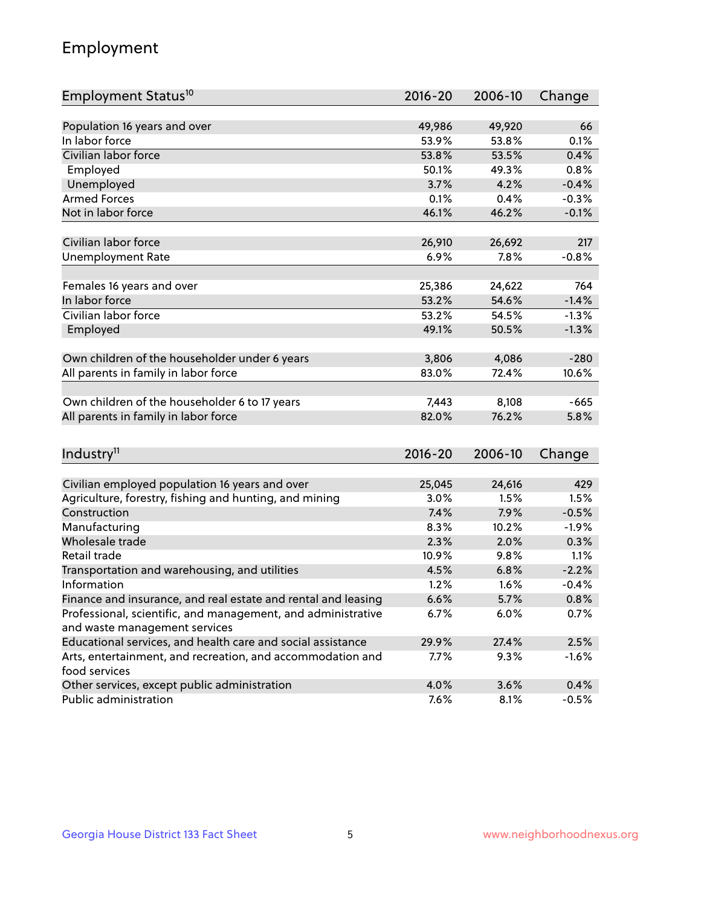# Employment

| Employment Status[10] | 2016-20 | 2006-10 | Change |
|---|---|---|---|
| Population 16 years and over | 49,986 | 49,920 | 66 |
| In labor force | 53.9% | 53.8% | 0.1% |
| Civilian labor force | 53.8% | 53.5% | 0.4% |
| Employed | 50.1% | 49.3% | 0.8% |
| Unemployed | 3.7% | 4.2% | -0.4% |
| Armed Forces | 0.1% | 0.4% | -0.3% |
| Not in labor force | 46.1% | 46.2% | -0.1% |
| | | | |
| Civilian labor force | 26,910 | 26,692 | 217 |
| Unemployment Rate | 6.9% | 7.8% | -0.8% |
| | | | |
| Females 16 years and over | 25,386 | 24,622 | 764 |
| In labor force | 53.2% | 54.6% | -1.4% |
| Civilian labor force | 53.2% | 54.5% | -1.3% |
| Employed | 49.1% | 50.5% | -1.3% |
| | | | |
| Own children of the householder under 6 years | 3,806 | 4,086 | -280 |
| All parents in family in labor force | 83.0% | 72.4% | 10.6% |
| | | | |
| Own children of the householder 6 to 17 years | 7,443 | 8,108 | -665 |
| All parents in family in labor force | 82.0% | 76.2% | 5.8% |

| Industry[11] | 2016-20 | 2006-10 | Change |
|---|---|---|---|
| Civilian employed population 16 years and over | 25,045 | 24,616 | 429 |
| Agriculture, forestry, fishing and hunting, and mining | 3.0% | 1.5% | 1.5% |
| Construction | 7.4% | 7.9% | -0.5% |
| Manufacturing | 8.3% | 10.2% | -1.9% |
| Wholesale trade | 2.3% | 2.0% | 0.3% |
| Retail trade | 10.9% | 9.8% | 1.1% |
| Transportation and warehousing, and utilities | 4.5% | 6.8% | -2.2% |
| Information | 1.2% | 1.6% | -0.4% |
| Finance and insurance, and real estate and rental and leasing | 6.6% | 5.7% | 0.8% |
| Professional, scientific, and management, and administrative and waste management services | 6.7% | 6.0% | 0.7% |
| Educational services, and health care and social assistance | 29.9% | 27.4% | 2.5% |
| Arts, entertainment, and recreation, and accommodation and food services | 7.7% | 9.3% | -1.6% |
| Other services, except public administration | 4.0% | 3.6% | 0.4% |
| Public administration | 7.6% | 8.1% | -0.5% |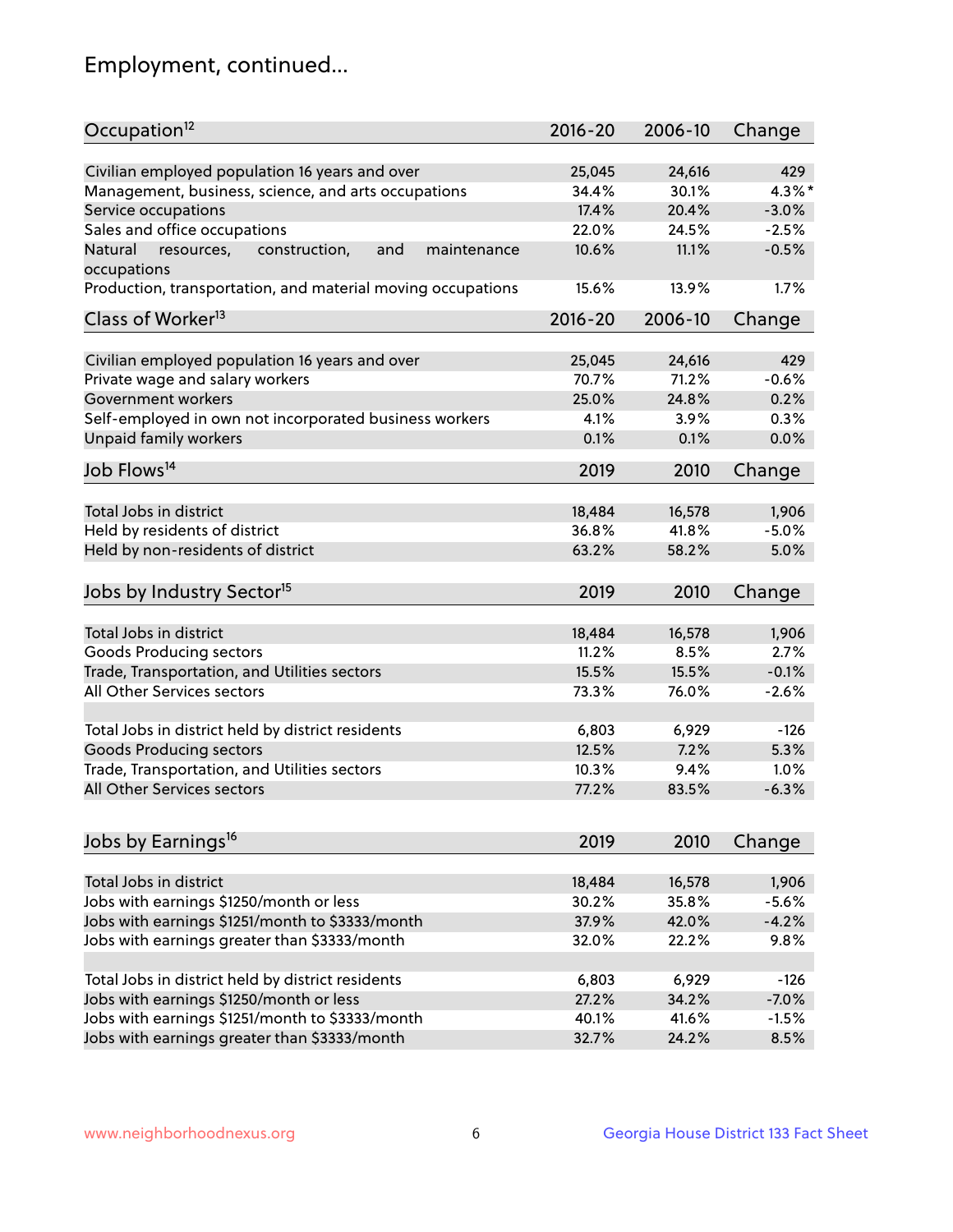# Employment, continued...

| Occupation[12] | 2016-20 | 2006-10 | Change |
|---|---|---|---|
| Civilian employed population 16 years and over | 25,045 | 24,616 | 429 |
| Management, business, science, and arts occupations | 34.4% | 30.1% | 4.3%* |
| Service occupations | 17.4% | 20.4% | -3.0% |
| Sales and office occupations | 22.0% | 24.5% | -2.5% |
| Natural resources, construction, and maintenance occupations | 10.6% | 11.1% | -0.5% |
| Production, transportation, and material moving occupations | 15.6% | 13.9% | 1.7% |

| Class of Worker[13] | 2016-20 | 2006-10 | Change |
|---|---|---|---|
| Civilian employed population 16 years and over | 25,045 | 24,616 | 429 |
| Private wage and salary workers | 70.7% | 71.2% | -0.6% |
| Government workers | 25.0% | 24.8% | 0.2% |
| Self-employed in own not incorporated business workers | 4.1% | 3.9% | 0.3% |
| Unpaid family workers | 0.1% | 0.1% | 0.0% |

| Job Flows[14] | 2019 | 2010 | Change |
|---|---|---|---|
| Total Jobs in district | 18,484 | 16,578 | 1,906 |
| Held by residents of district | 36.8% | 41.8% | -5.0% |
| Held by non-residents of district | 63.2% | 58.2% | 5.0% |

| Jobs by Industry Sector[15] | 2019 | 2010 | Change |
|---|---|---|---|
| Total Jobs in district | 18,484 | 16,578 | 1,906 |
| Goods Producing sectors | 11.2% | 8.5% | 2.7% |
| Trade, Transportation, and Utilities sectors | 15.5% | 15.5% | -0.1% |
| All Other Services sectors | 73.3% | 76.0% | -2.6% |
| | | | |
| Total Jobs in district held by district residents | 6,803 | 6,929 | -126 |
| Goods Producing sectors | 12.5% | 7.2% | 5.3% |
| Trade, Transportation, and Utilities sectors | 10.3% | 9.4% | 1.0% |
| All Other Services sectors | 77.2% | 83.5% | -6.3% |

| Jobs by Earnings[16] | 2019 | 2010 | Change |
|---|---|---|---|
| Total Jobs in district | 18,484 | 16,578 | 1,906 |
| Jobs with earnings $1250/month or less | 30.2% | 35.8% | -5.6% |
| Jobs with earnings $1251/month to $3333/month | 37.9% | 42.0% | -4.2% |
| Jobs with earnings greater than $3333/month | 32.0% | 22.2% | 9.8% |
| | | | |
| Total Jobs in district held by district residents | 6,803 | 6,929 | -126 |
| Jobs with earnings $1250/month or less | 27.2% | 34.2% | -7.0% |
| Jobs with earnings $1251/month to $3333/month | 40.1% | 41.6% | -1.5% |
| Jobs with earnings greater than $3333/month | 32.7% | 24.2% | 8.5% |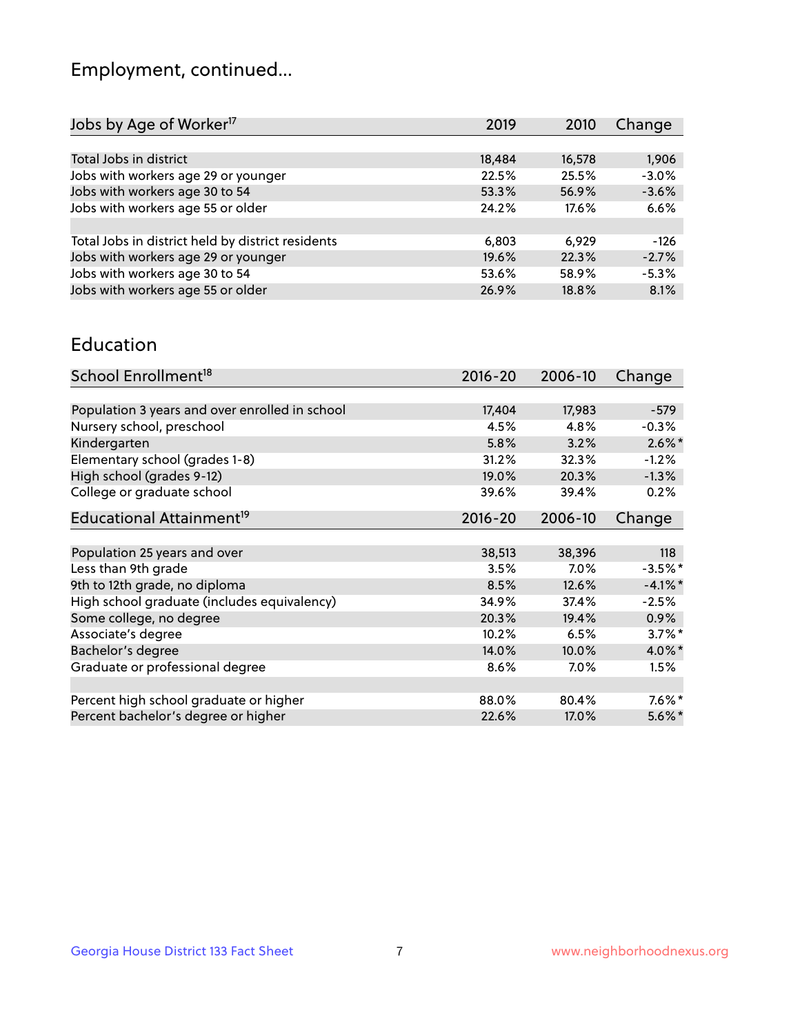# Employment, continued...

| Jobs by Age of Worker[17] | 2019 | 2010 | Change |
|---|---|---|---|
| Total Jobs in district | 18,484 | 16,578 | 1,906 |
| Jobs with workers age 29 or younger | 22.5% | 25.5% | -3.0% |
| Jobs with workers age 30 to 54 | 53.3% | 56.9% | -3.6% |
| Jobs with workers age 55 or older | 24.2% | 17.6% | 6.6% |
| | | | |
| Total Jobs in district held by district residents | 6,803 | 6,929 | -126 |
| Jobs with workers age 29 or younger | 19.6% | 22.3% | -2.7% |
| Jobs with workers age 30 to 54 | 53.6% | 58.9% | -5.3% |
| Jobs with workers age 55 or older | 26.9% | 18.8% | 8.1% |

## Education

| School Enrollment[18] | 2016-20 | 2006-10 | Change |
|---|---|---|---|
| Population 3 years and over enrolled in school | 17,404 | 17,983 | -579 |
| Nursery school, preschool | 4.5% | 4.8% | -0.3% |
| Kindergarten | 5.8% | 3.2% | 2.6%* |
| Elementary school (grades 1-8) | 31.2% | 32.3% | -1.2% |
| High school (grades 9-12) | 19.0% | 20.3% | -1.3% |
| College or graduate school | 39.6% | 39.4% | 0.2% |

| Educational Attainment[19] | 2016-20 | 2006-10 | Change |
|---|---|---|---|
| Population 25 years and over | 38,513 | 38,396 | 118 |
| Less than 9th grade | 3.5% | 7.0% | -3.5%* |
| 9th to 12th grade, no diploma | 8.5% | 12.6% | -4.1%* |
| High school graduate (includes equivalency) | 34.9% | 37.4% | -2.5% |
| Some college, no degree | 20.3% | 19.4% | 0.9% |
| Associate's degree | 10.2% | 6.5% | 3.7%* |
| Bachelor's degree | 14.0% | 10.0% | 4.0%* |
| Graduate or professional degree | 8.6% | 7.0% | 1.5% |
| | | | |
| Percent high school graduate or higher | 88.0% | 80.4% | 7.6%* |
| Percent bachelor's degree or higher | 22.6% | 17.0% | 5.6%* |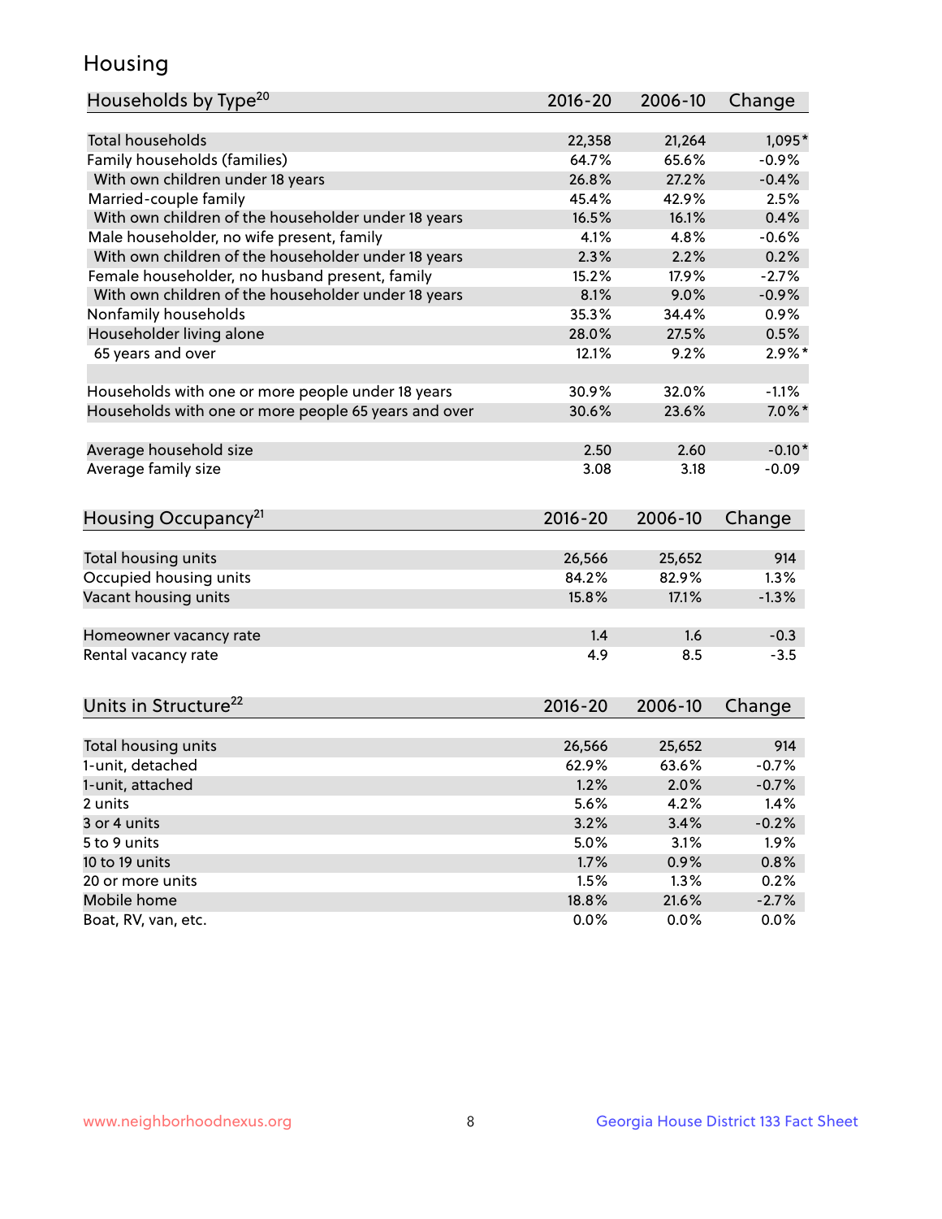## Housing

| Households by Type[20] | 2016-20 | 2006-10 | Change |
|---|---|---|---|
| Total households | 22,358 | 21,264 | 1,095* |
| Family households (families) | 64.7% | 65.6% | -0.9% |
| With own children under 18 years | 26.8% | 27.2% | -0.4% |
| Married-couple family | 45.4% | 42.9% | 2.5% |
| With own children of the householder under 18 years | 16.5% | 16.1% | 0.4% |
| Male householder, no wife present, family | 4.1% | 4.8% | -0.6% |
| With own children of the householder under 18 years | 2.3% | 2.2% | 0.2% |
| Female householder, no husband present, family | 15.2% | 17.9% | -2.7% |
| With own children of the householder under 18 years | 8.1% | 9.0% | -0.9% |
| Nonfamily households | 35.3% | 34.4% | 0.9% |
| Householder living alone | 28.0% | 27.5% | 0.5% |
| 65 years and over | 12.1% | 9.2% | 2.9%* |
| | | | |
| Households with one or more people under 18 years | 30.9% | 32.0% | -1.1% |
| Households with one or more people 65 years and over | 30.6% | 23.6% | 7.0%* |
| | | | |
| Average household size | 2.50 | 2.60 | -0.10* |
| Average family size | 3.08 | 3.18 | -0.09 |

| Housing Occupancy[21] | 2016-20 | 2006-10 | Change |
|---|---|---|---|
| Total housing units | 26,566 | 25,652 | 914 |
| Occupied housing units | 84.2% | 82.9% | 1.3% |
| Vacant housing units | 15.8% | 17.1% | -1.3% |
| | | | |
| Homeowner vacancy rate | 1.4 | 1.6 | -0.3 |
| Rental vacancy rate | 4.9 | 8.5 | -3.5 |

| Units in Structure[22] | 2016-20 | 2006-10 | Change |
|---|---|---|---|
| Total housing units | 26,566 | 25,652 | 914 |
| 1-unit, detached | 62.9% | 63.6% | -0.7% |
| 1-unit, attached | 1.2% | 2.0% | -0.7% |
| 2 units | 5.6% | 4.2% | 1.4% |
| 3 or 4 units | 3.2% | 3.4% | -0.2% |
| 5 to 9 units | 5.0% | 3.1% | 1.9% |
| 10 to 19 units | 1.7% | 0.9% | 0.8% |
| 20 or more units | 1.5% | 1.3% | 0.2% |
| Mobile home | 18.8% | 21.6% | -2.7% |
| Boat, RV, van, etc. | 0.0% | 0.0% | 0.0% |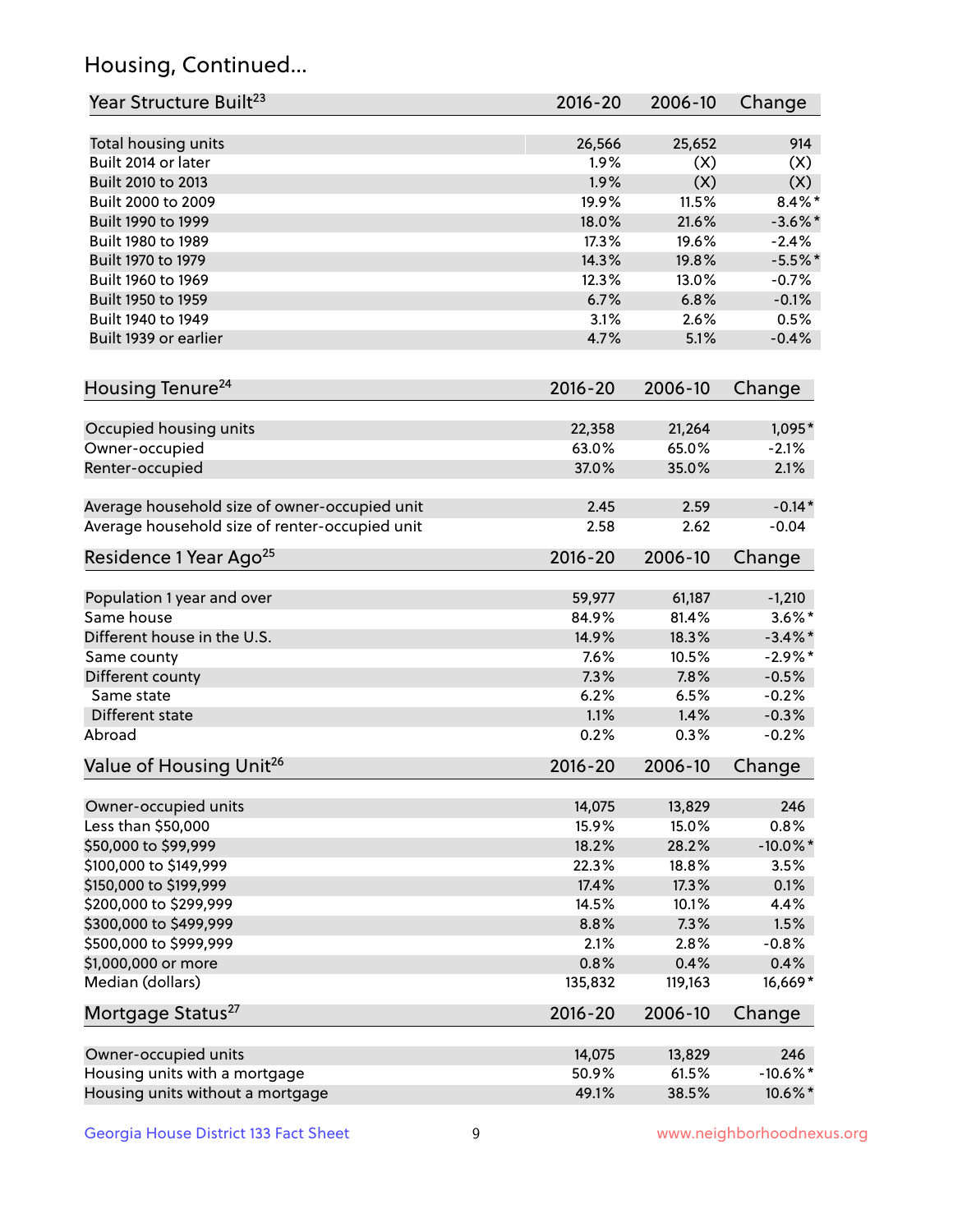## Housing, Continued...

| Year Structure Built[23] | 2016-20 | 2006-10 | Change |
|---|---|---|---|
| Total housing units | 26,566 | 25,652 | 914 |
| Built 2014 or later | 1.9% | (X) | (X) |
| Built 2010 to 2013 | 1.9% | (X) | (X) |
| Built 2000 to 2009 | 19.9% | 11.5% | 8.4%* |
| Built 1990 to 1999 | 18.0% | 21.6% | -3.6%* |
| Built 1980 to 1989 | 17.3% | 19.6% | -2.4% |
| Built 1970 to 1979 | 14.3% | 19.8% | -5.5%* |
| Built 1960 to 1969 | 12.3% | 13.0% | -0.7% |
| Built 1950 to 1959 | 6.7% | 6.8% | -0.1% |
| Built 1940 to 1949 | 3.1% | 2.6% | 0.5% |
| Built 1939 or earlier | 4.7% | 5.1% | -0.4% |

| Housing Tenure[24] | 2016-20 | 2006-10 | Change |
|---|---|---|---|
| Occupied housing units | 22,358 | 21,264 | 1,095* |
| Owner-occupied | 63.0% | 65.0% | -2.1% |
| Renter-occupied | 37.0% | 35.0% | 2.1% |
| Average household size of owner-occupied unit | 2.45 | 2.59 | -0.14* |
| Average household size of renter-occupied unit | 2.58 | 2.62 | -0.04 |

| Residence 1 Year Ago[25] | 2016-20 | 2006-10 | Change |
|---|---|---|---|
| Population 1 year and over | 59,977 | 61,187 | -1,210 |
| Same house | 84.9% | 81.4% | 3.6%* |
| Different house in the U.S. | 14.9% | 18.3% | -3.4%* |
| Same county | 7.6% | 10.5% | -2.9%* |
| Different county | 7.3% | 7.8% | -0.5% |
| Same state | 6.2% | 6.5% | -0.2% |
| Different state | 1.1% | 1.4% | -0.3% |
| Abroad | 0.2% | 0.3% | -0.2% |

| Value of Housing Unit[26] | 2016-20 | 2006-10 | Change |
|---|---|---|---|
| Owner-occupied units | 14,075 | 13,829 | 246 |
| Less than $50,000 | 15.9% | 15.0% | 0.8% |
| $50,000 to $99,999 | 18.2% | 28.2% | -10.0%* |
| $100,000 to $149,999 | 22.3% | 18.8% | 3.5% |
| $150,000 to $199,999 | 17.4% | 17.3% | 0.1% |
| $200,000 to $299,999 | 14.5% | 10.1% | 4.4% |
| $300,000 to $499,999 | 8.8% | 7.3% | 1.5% |
| $500,000 to $999,999 | 2.1% | 2.8% | -0.8% |
| $1,000,000 or more | 0.8% | 0.4% | 0.4% |
| Median (dollars) | 135,832 | 119,163 | 16,669* |

| Mortgage Status[27] | 2016-20 | 2006-10 | Change |
|---|---|---|---|
| Owner-occupied units | 14,075 | 13,829 | 246 |
| Housing units with a mortgage | 50.9% | 61.5% | -10.6%* |
| Housing units without a mortgage | 49.1% | 38.5% | 10.6%* |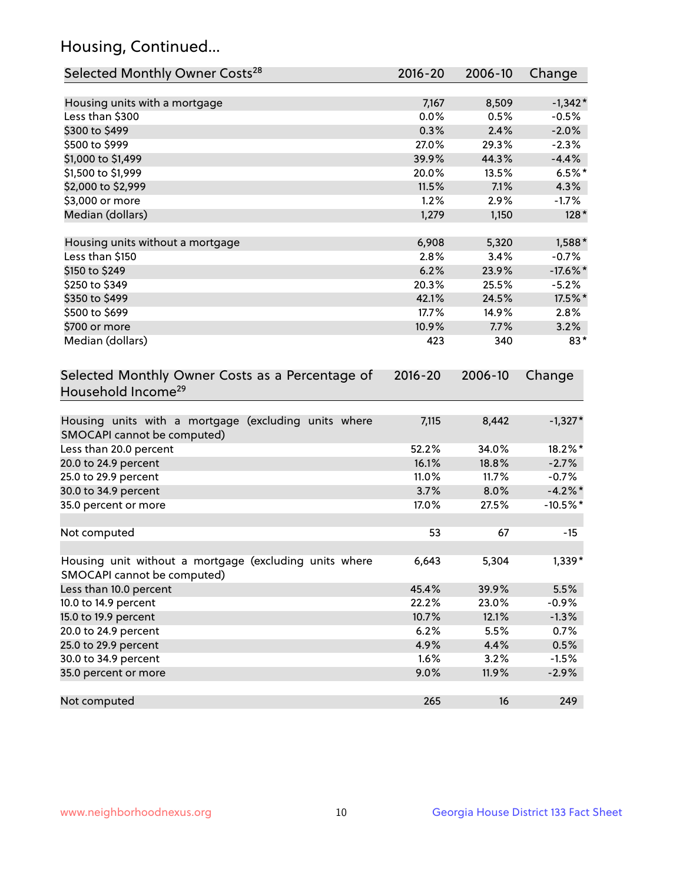## Housing, Continued...

| Selected Monthly Owner Costs[28] | 2016-20 | 2006-10 | Change |
|---|---|---|---|
| Housing units with a mortgage | 7,167 | 8,509 | -1,342* |
| Less than $300 | 0.0% | 0.5% | -0.5% |
| $300 to $499 | 0.3% | 2.4% | -2.0% |
| $500 to $999 | 27.0% | 29.3% | -2.3% |
| $1,000 to $1,499 | 39.9% | 44.3% | -4.4% |
| $1,500 to $1,999 | 20.0% | 13.5% | 6.5%* |
| $2,000 to $2,999 | 11.5% | 7.1% | 4.3% |
| $3,000 or more | 1.2% | 2.9% | -1.7% |
| Median (dollars) | 1,279 | 1,150 | 128* |
| | | | |
| Housing units without a mortgage | 6,908 | 5,320 | 1,588* |
| Less than $150 | 2.8% | 3.4% | -0.7% |
| $150 to $249 | 6.2% | 23.9% | -17.6%* |
| $250 to $349 | 20.3% | 25.5% | -5.2% |
| $350 to $499 | 42.1% | 24.5% | 17.5%* |
| $500 to $699 | 17.7% | 14.9% | 2.8% |
| $700 or more | 10.9% | 7.7% | 3.2% |
| Median (dollars) | 423 | 340 | 83* |

| Selected Monthly Owner Costs as a Percentage of Household Income[29] | 2016-20 | 2006-10 | Change |
|---|---|---|---|
| Housing units with a mortgage (excluding units where SMOCAPI cannot be computed) | 7,115 | 8,442 | -1,327* |
| Less than 20.0 percent | 52.2% | 34.0% | 18.2%* |
| 20.0 to 24.9 percent | 16.1% | 18.8% | -2.7% |
| 25.0 to 29.9 percent | 11.0% | 11.7% | -0.7% |
| 30.0 to 34.9 percent | 3.7% | 8.0% | -4.2%* |
| 35.0 percent or more | 17.0% | 27.5% | -10.5%* |
| | | | |
| Not computed | 53 | 67 | -15 |
| | | | |
| Housing unit without a mortgage (excluding units where SMOCAPI cannot be computed) | 6,643 | 5,304 | 1,339* |
| Less than 10.0 percent | 45.4% | 39.9% | 5.5% |
| 10.0 to 14.9 percent | 22.2% | 23.0% | -0.9% |
| 15.0 to 19.9 percent | 10.7% | 12.1% | -1.3% |
| 20.0 to 24.9 percent | 6.2% | 5.5% | 0.7% |
| 25.0 to 29.9 percent | 4.9% | 4.4% | 0.5% |
| 30.0 to 34.9 percent | 1.6% | 3.2% | -1.5% |
| 35.0 percent or more | 9.0% | 11.9% | -2.9% |
| | | | |
| Not computed | 265 | 16 | 249 |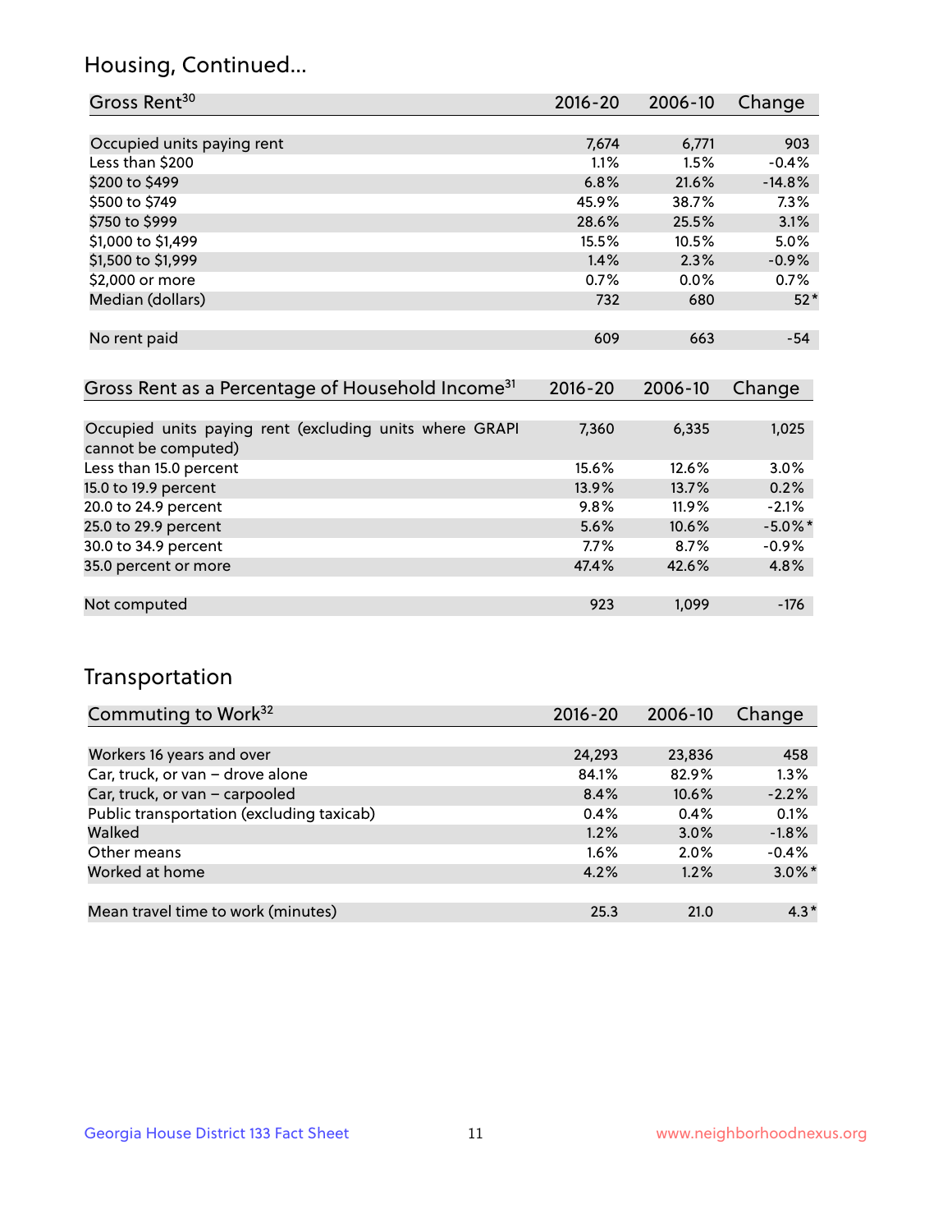## Housing, Continued...

| Gross Rent[30] | 2016-20 | 2006-10 | Change |
|---|---|---|---|
| Occupied units paying rent | 7,674 | 6,771 | 903 |
| Less than $200 | 1.1% | 1.5% | -0.4% |
| $200 to $499 | 6.8% | 21.6% | -14.8% |
| $500 to $749 | 45.9% | 38.7% | 7.3% |
| $750 to $999 | 28.6% | 25.5% | 3.1% |
| $1,000 to $1,499 | 15.5% | 10.5% | 5.0% |
| $1,500 to $1,999 | 1.4% | 2.3% | -0.9% |
| $2,000 or more | 0.7% | 0.0% | 0.7% |
| Median (dollars) | 732 | 680 | 52* |
| No rent paid | 609 | 663 | -54 |

| Gross Rent as a Percentage of Household Income[31] | 2016-20 | 2006-10 | Change |
|---|---|---|---|
| Occupied units paying rent (excluding units where GRAPI cannot be computed) | 7,360 | 6,335 | 1,025 |
| Less than 15.0 percent | 15.6% | 12.6% | 3.0% |
| 15.0 to 19.9 percent | 13.9% | 13.7% | 0.2% |
| 20.0 to 24.9 percent | 9.8% | 11.9% | -2.1% |
| 25.0 to 29.9 percent | 5.6% | 10.6% | -5.0%* |
| 30.0 to 34.9 percent | 7.7% | 8.7% | -0.9% |
| 35.0 percent or more | 47.4% | 42.6% | 4.8% |
| Not computed | 923 | 1,099 | -176 |

## Transportation

| Commuting to Work[32] | 2016-20 | 2006-10 | Change |
|---|---|---|---|
| Workers 16 years and over | 24,293 | 23,836 | 458 |
| Car, truck, or van – drove alone | 84.1% | 82.9% | 1.3% |
| Car, truck, or van – carpooled | 8.4% | 10.6% | -2.2% |
| Public transportation (excluding taxicab) | 0.4% | 0.4% | 0.1% |
| Walked | 1.2% | 3.0% | -1.8% |
| Other means | 1.6% | 2.0% | -0.4% |
| Worked at home | 4.2% | 1.2% | 3.0%* |
| Mean travel time to work (minutes) | 25.3 | 21.0 | 4.3* |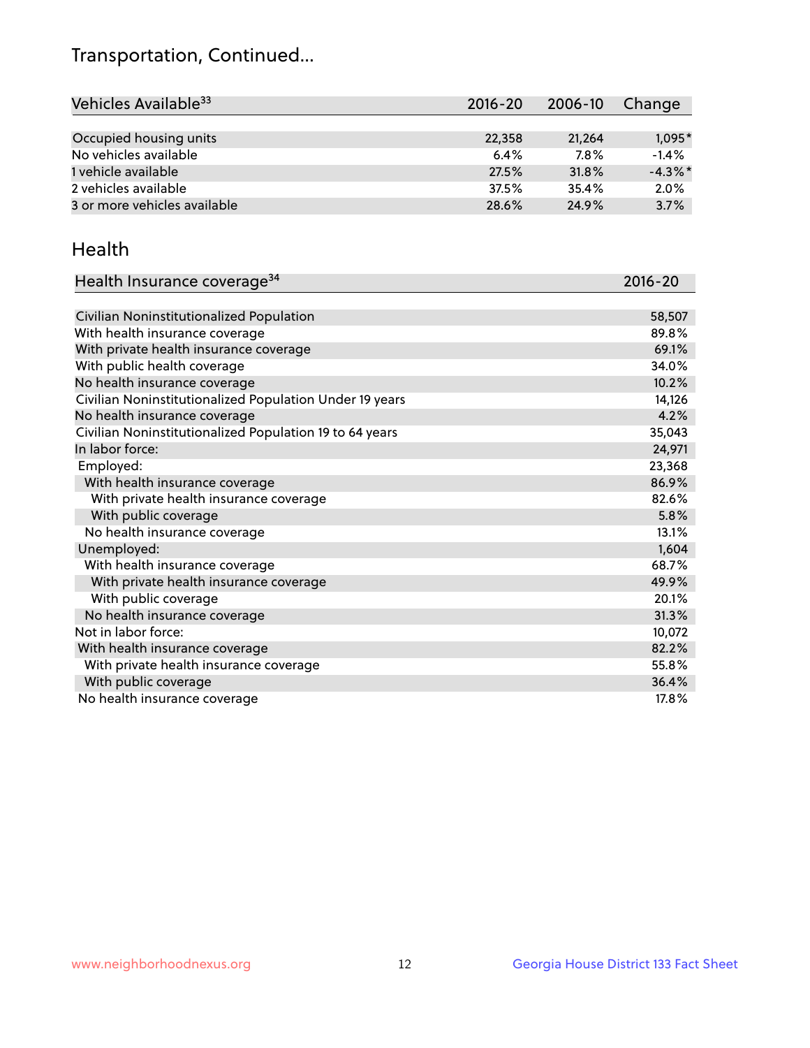# Transportation, Continued...

| Vehicles Available[33] | 2016-20 | 2006-10 | Change |
|---|---|---|---|
| Occupied housing units | 22,358 | 21,264 | 1,095* |
| No vehicles available | 6.4% | 7.8% | -1.4% |
| 1 vehicle available | 27.5% | 31.8% | -4.3%* |
| 2 vehicles available | 37.5% | 35.4% | 2.0% |
| 3 or more vehicles available | 28.6% | 24.9% | 3.7% |

## Health

| Health Insurance coverage[34] | 2016-20 |
|---|---|
| Civilian Noninstitutionalized Population | 58,507 |
| With health insurance coverage | 89.8% |
| With private health insurance coverage | 69.1% |
| With public health coverage | 34.0% |
| No health insurance coverage | 10.2% |
| Civilian Noninstitutionalized Population Under 19 years | 14,126 |
| No health insurance coverage | 4.2% |
| Civilian Noninstitutionalized Population 19 to 64 years | 35,043 |
| In labor force: | 24,971 |
| Employed: | 23,368 |
| With health insurance coverage | 86.9% |
| With private health insurance coverage | 82.6% |
| With public coverage | 5.8% |
| No health insurance coverage | 13.1% |
| Unemployed: | 1,604 |
| With health insurance coverage | 68.7% |
| With private health insurance coverage | 49.9% |
| With public coverage | 20.1% |
| No health insurance coverage | 31.3% |
| Not in labor force: | 10,072 |
| With health insurance coverage | 82.2% |
| With private health insurance coverage | 55.8% |
| With public coverage | 36.4% |
| No health insurance coverage | 17.8% |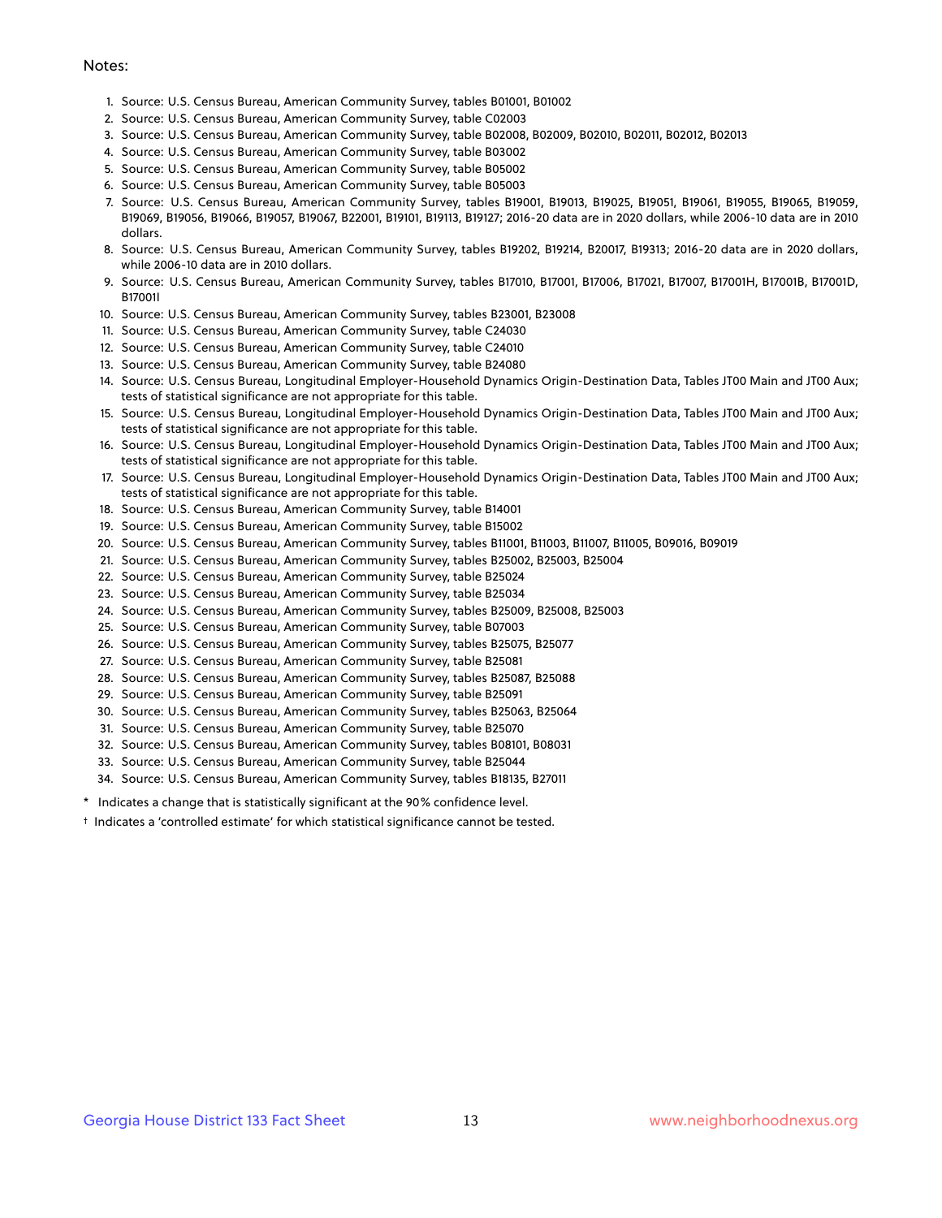Notes:

1. Source: U.S. Census Bureau, American Community Survey, tables B01001, B01002
2. Source: U.S. Census Bureau, American Community Survey, table C02003
3. Source: U.S. Census Bureau, American Community Survey, table B02008, B02009, B02010, B02011, B02012, B02013
4. Source: U.S. Census Bureau, American Community Survey, table B03002
5. Source: U.S. Census Bureau, American Community Survey, table B05002
6. Source: U.S. Census Bureau, American Community Survey, table B05003
7. Source: U.S. Census Bureau, American Community Survey, tables B19001, B19013, B19025, B19051, B19061, B19055, B19065, B19059, B19069, B19056, B19066, B19057, B19067, B22001, B19101, B19113, B19127; 2016-20 data are in 2020 dollars, while 2006-10 data are in 2010 dollars.
8. Source: U.S. Census Bureau, American Community Survey, tables B19202, B19214, B20017, B19313; 2016-20 data are in 2020 dollars, while 2006-10 data are in 2010 dollars.
9. Source: U.S. Census Bureau, American Community Survey, tables B17010, B17001, B17006, B17021, B17007, B17001H, B17001B, B17001D, B17001I
10. Source: U.S. Census Bureau, American Community Survey, tables B23001, B23008
11. Source: U.S. Census Bureau, American Community Survey, table C24030
12. Source: U.S. Census Bureau, American Community Survey, table C24010
13. Source: U.S. Census Bureau, American Community Survey, table B24080
14. Source: U.S. Census Bureau, Longitudinal Employer-Household Dynamics Origin-Destination Data, Tables JT00 Main and JT00 Aux; tests of statistical significance are not appropriate for this table.
15. Source: U.S. Census Bureau, Longitudinal Employer-Household Dynamics Origin-Destination Data, Tables JT00 Main and JT00 Aux; tests of statistical significance are not appropriate for this table.
16. Source: U.S. Census Bureau, Longitudinal Employer-Household Dynamics Origin-Destination Data, Tables JT00 Main and JT00 Aux; tests of statistical significance are not appropriate for this table.
17. Source: U.S. Census Bureau, Longitudinal Employer-Household Dynamics Origin-Destination Data, Tables JT00 Main and JT00 Aux; tests of statistical significance are not appropriate for this table.
18. Source: U.S. Census Bureau, American Community Survey, table B14001
19. Source: U.S. Census Bureau, American Community Survey, table B15002
20. Source: U.S. Census Bureau, American Community Survey, tables B11001, B11003, B11007, B11005, B09016, B09019
21. Source: U.S. Census Bureau, American Community Survey, tables B25002, B25003, B25004
22. Source: U.S. Census Bureau, American Community Survey, table B25024
23. Source: U.S. Census Bureau, American Community Survey, table B25034
24. Source: U.S. Census Bureau, American Community Survey, tables B25009, B25008, B25003
25. Source: U.S. Census Bureau, American Community Survey, table B07003
26. Source: U.S. Census Bureau, American Community Survey, tables B25075, B25077
27. Source: U.S. Census Bureau, American Community Survey, table B25081
28. Source: U.S. Census Bureau, American Community Survey, tables B25087, B25088
29. Source: U.S. Census Bureau, American Community Survey, table B25091
30. Source: U.S. Census Bureau, American Community Survey, tables B25063, B25064
31. Source: U.S. Census Bureau, American Community Survey, table B25070
32. Source: U.S. Census Bureau, American Community Survey, tables B08101, B08031
33. Source: U.S. Census Bureau, American Community Survey, table B25044
34. Source: U.S. Census Bureau, American Community Survey, tables B18135, B27011

\* Indicates a change that is statistically significant at the 90% confidence level.

† Indicates a 'controlled estimate' for which statistical significance cannot be tested.